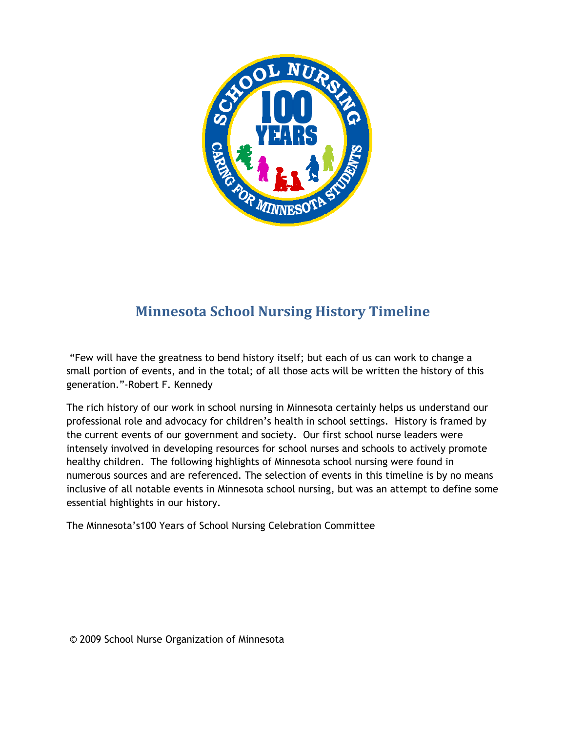# Minnesota School Nursing History Timeline

"Few will have the greatness to bend history itself; but each of us can work to change a small portion of events, and in the total; of all those acts will be written the history of this generation."-Robert F. Kennedy

The rich history of our work in school nursing in Minnesota certainly helps us understand our professional role and advocacy for children's health in school settings. History is framed by the current events of our government and society. Our first school nurse leaders were intensely involved in developing resources for school nurses and schools to actively promote healthy children. The following highlights of Minnesota school nursing were found in numerous sources and are referenced. The selection of events in this timeline is by no means inclusive of all notable events in Minnesota school nursing, but was an attempt to define some essential highlights in our history.

The Minnesota's100 Years of School Nursing Celebration Committee

© 2009 School Nurse Organization of Minnesota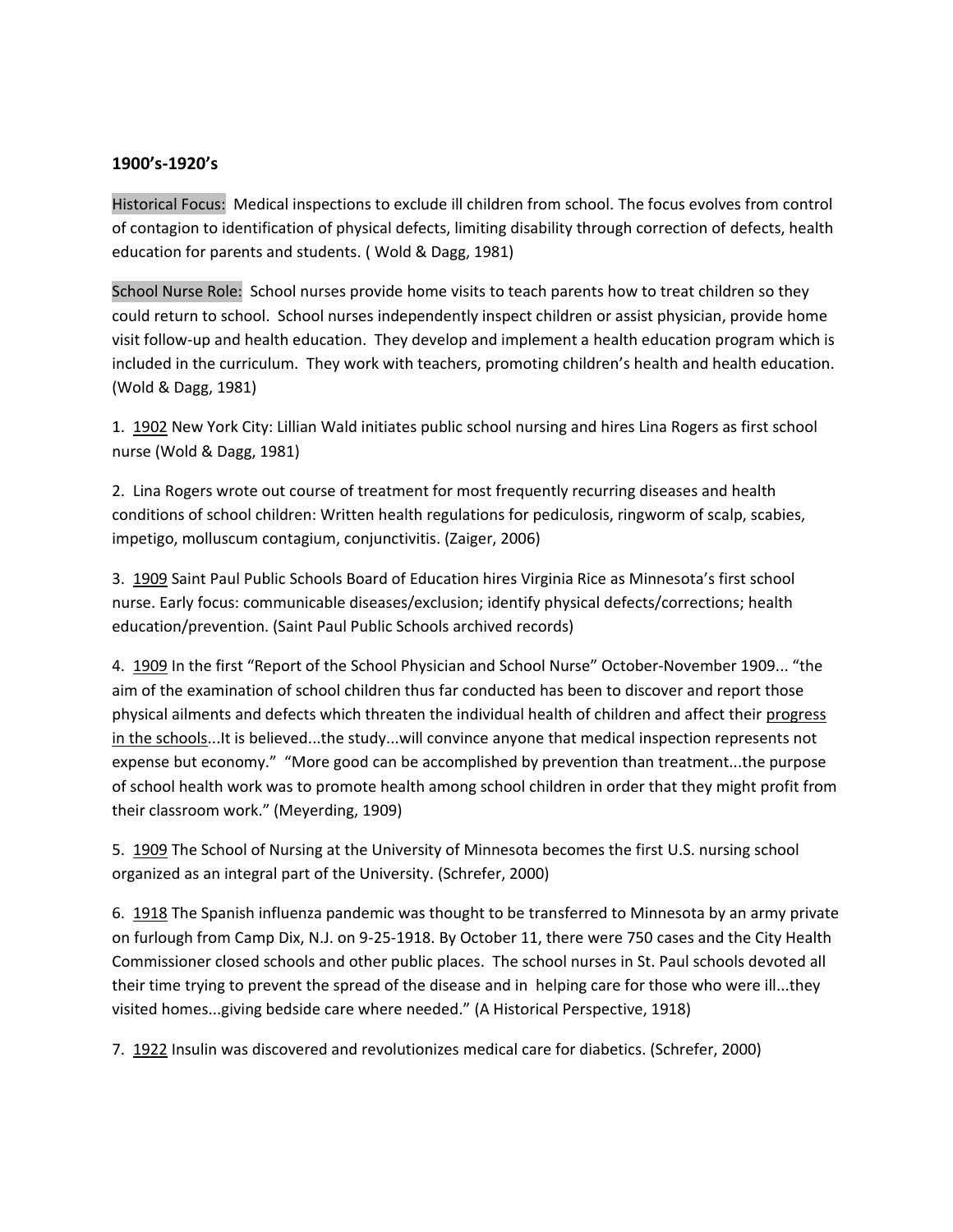**1900's-1920's**

Historical Focus: Medical inspections to exclude ill children from school. The focus evolves from control of contagion to identification of physical defects, limiting disability through correction of defects, health education for parents and students. ( Wold & Dagg, 1981)

School Nurse Role: School nurses provide home visits to teach parents how to treat children so they could return to school. School nurses independently inspect children or assist physician, provide home visit follow-up and health education. They develop and implement a health education program which is included in the curriculum. They work with teachers, promoting children's health and health education. (Wold & Dagg, 1981)

1. 1902 New York City: Lillian Wald initiates public school nursing and hires Lina Rogers as first school nurse (Wold & Dagg, 1981)

2. Lina Rogers wrote out course of treatment for most frequently recurring diseases and health conditions of school children: Written health regulations for pediculosis, ringworm of scalp, scabies, impetigo, molluscum contagium, conjunctivitis. (Zaiger, 2006)

3. 1909 Saint Paul Public Schools Board of Education hires Virginia Rice as Minnesota's first school nurse. Early focus: communicable diseases/exclusion; identify physical defects/corrections; health education/prevention. (Saint Paul Public Schools archived records)

4. 1909 In the first "Report of the School Physician and School Nurse" October-November 1909... "the aim of the examination of school children thus far conducted has been to discover and report those physical ailments and defects which threaten the individual health of children and affect their progress in the schools...It is believed...the study...will convince anyone that medical inspection represents not expense but economy." "More good can be accomplished by prevention than treatment...the purpose of school health work was to promote health among school children in order that they might profit from their classroom work." (Meyerding, 1909)

5. 1909 The School of Nursing at the University of Minnesota becomes the first U.S. nursing school organized as an integral part of the University. (Schrefer, 2000)

6. 1918 The Spanish influenza pandemic was thought to be transferred to Minnesota by an army private on furlough from Camp Dix, N.J. on 9-25-1918. By October 11, there were 750 cases and the City Health Commissioner closed schools and other public places. The school nurses in St. Paul schools devoted all their time trying to prevent the spread of the disease and in helping care for those who were ill...they visited homes...giving bedside care where needed." (A Historical Perspective, 1918)

7. 1922 Insulin was discovered and revolutionizes medical care for diabetics. (Schrefer, 2000)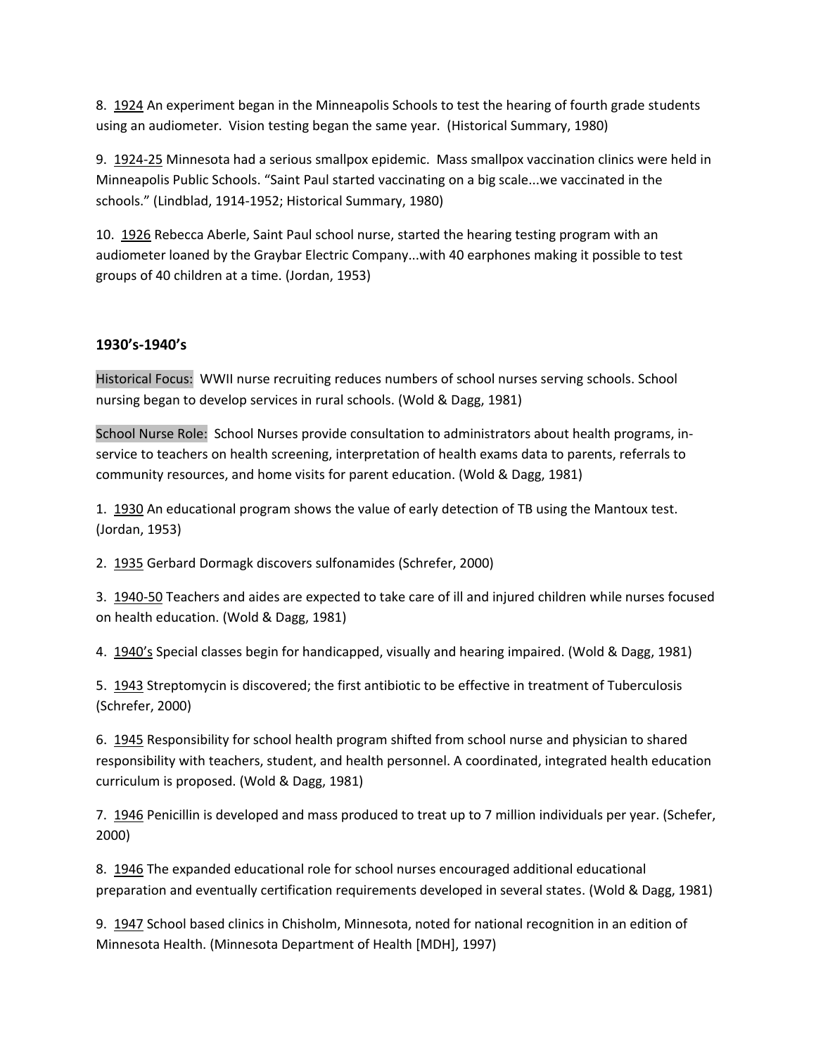8. 1924 An experiment began in the Minneapolis Schools to test the hearing of fourth grade students using an audiometer. Vision testing began the same year. (Historical Summary, 1980)

9. 1924-25 Minnesota had a serious smallpox epidemic. Mass smallpox vaccination clinics were held in Minneapolis Public Schools. "Saint Paul started vaccinating on a big scale...we vaccinated in the schools." (Lindblad, 1914-1952; Historical Summary, 1980)

10. 1926 Rebecca Aberle, Saint Paul school nurse, started the hearing testing program with an audiometer loaned by the Graybar Electric Company...with 40 earphones making it possible to test groups of 40 children at a time. (Jordan, 1953)

### 1930's-1940's

Historical Focus: WWII nurse recruiting reduces numbers of school nurses serving schools. School nursing began to develop services in rural schools. (Wold & Dagg, 1981)

School Nurse Role: School Nurses provide consultation to administrators about health programs, in-service to teachers on health screening, interpretation of health exams data to parents, referrals to community resources, and home visits for parent education. (Wold & Dagg, 1981)

1. 1930 An educational program shows the value of early detection of TB using the Mantoux test. (Jordan, 1953)

2. 1935 Gerbard Dormagk discovers sulfonamides (Schrefer, 2000)

3. 1940-50 Teachers and aides are expected to take care of ill and injured children while nurses focused on health education. (Wold & Dagg, 1981)

4. 1940's Special classes begin for handicapped, visually and hearing impaired. (Wold & Dagg, 1981)

5. 1943 Streptomycin is discovered; the first antibiotic to be effective in treatment of Tuberculosis (Schrefer, 2000)

6. 1945 Responsibility for school health program shifted from school nurse and physician to shared responsibility with teachers, student, and health personnel. A coordinated, integrated health education curriculum is proposed. (Wold & Dagg, 1981)

7. 1946 Penicillin is developed and mass produced to treat up to 7 million individuals per year. (Schefer, 2000)

8. 1946 The expanded educational role for school nurses encouraged additional educational preparation and eventually certification requirements developed in several states. (Wold & Dagg, 1981)

9. 1947 School based clinics in Chisholm, Minnesota, noted for national recognition in an edition of Minnesota Health. (Minnesota Department of Health [MDH], 1997)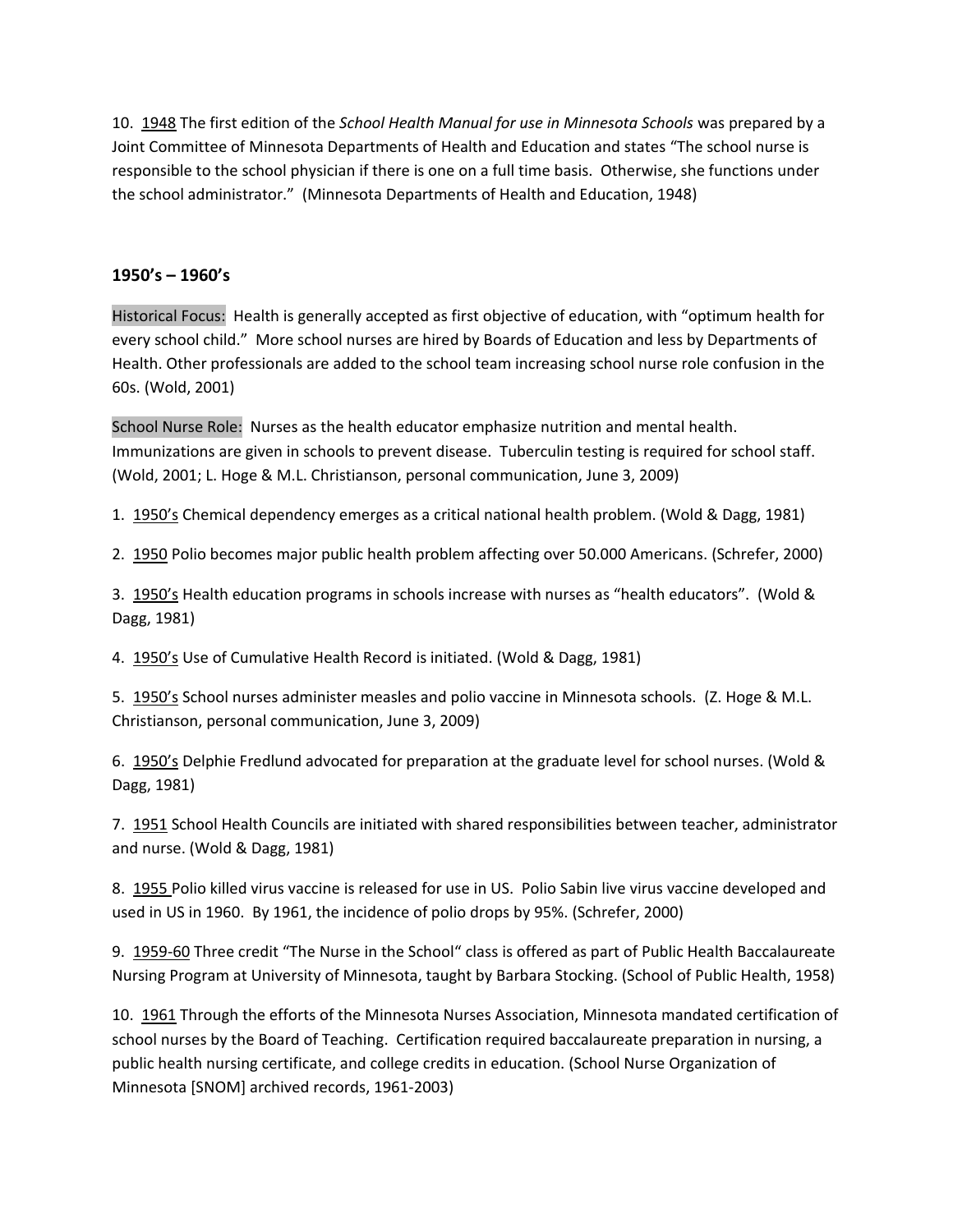10. 1948 The first edition of the *School Health Manual for use in Minnesota Schools* was prepared by a Joint Committee of Minnesota Departments of Health and Education and states "The school nurse is responsible to the school physician if there is one on a full time basis. Otherwise, she functions under the school administrator." (Minnesota Departments of Health and Education, 1948)

## 1950's – 1960's

Historical Focus: Health is generally accepted as first objective of education, with "optimum health for every school child." More school nurses are hired by Boards of Education and less by Departments of Health. Other professionals are added to the school team increasing school nurse role confusion in the 60s. (Wold, 2001)

School Nurse Role: Nurses as the health educator emphasize nutrition and mental health. Immunizations are given in schools to prevent disease. Tuberculin testing is required for school staff. (Wold, 2001; L. Hoge & M.L. Christianson, personal communication, June 3, 2009)

1. 1950's Chemical dependency emerges as a critical national health problem. (Wold & Dagg, 1981)

2. 1950 Polio becomes major public health problem affecting over 50.000 Americans. (Schrefer, 2000)

3. 1950's Health education programs in schools increase with nurses as "health educators". (Wold & Dagg, 1981)

4. 1950's Use of Cumulative Health Record is initiated. (Wold & Dagg, 1981)

5. 1950's School nurses administer measles and polio vaccine in Minnesota schools. (Z. Hoge & M.L. Christianson, personal communication, June 3, 2009)

6. 1950's Delphie Fredlund advocated for preparation at the graduate level for school nurses. (Wold & Dagg, 1981)

7. 1951 School Health Councils are initiated with shared responsibilities between teacher, administrator and nurse. (Wold & Dagg, 1981)

8. 1955 Polio killed virus vaccine is released for use in US. Polio Sabin live virus vaccine developed and used in US in 1960. By 1961, the incidence of polio drops by 95%. (Schrefer, 2000)

9. 1959-60 Three credit "The Nurse in the School" class is offered as part of Public Health Baccalaureate Nursing Program at University of Minnesota, taught by Barbara Stocking. (School of Public Health, 1958)

10. 1961 Through the efforts of the Minnesota Nurses Association, Minnesota mandated certification of school nurses by the Board of Teaching. Certification required baccalaureate preparation in nursing, a public health nursing certificate, and college credits in education. (School Nurse Organization of Minnesota [SNOM] archived records, 1961-2003)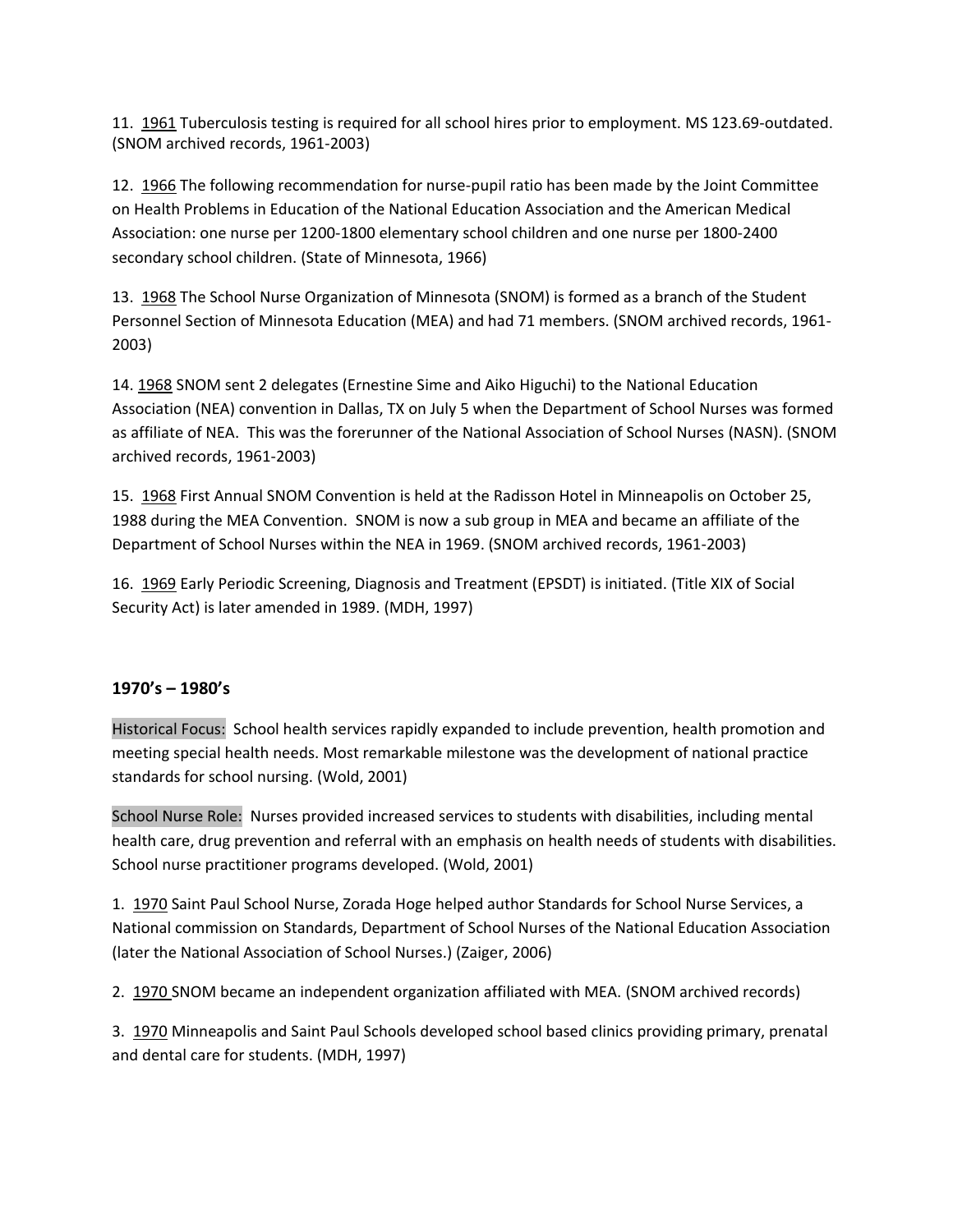11. 1961 Tuberculosis testing is required for all school hires prior to employment. MS 123.69-outdated. (SNOM archived records, 1961-2003)

12. 1966 The following recommendation for nurse-pupil ratio has been made by the Joint Committee on Health Problems in Education of the National Education Association and the American Medical Association: one nurse per 1200-1800 elementary school children and one nurse per 1800-2400 secondary school children. (State of Minnesota, 1966)

13. 1968 The School Nurse Organization of Minnesota (SNOM) is formed as a branch of the Student Personnel Section of Minnesota Education (MEA) and had 71 members. (SNOM archived records, 1961-2003)

14. 1968 SNOM sent 2 delegates (Ernestine Sime and Aiko Higuchi) to the National Education Association (NEA) convention in Dallas, TX on July 5 when the Department of School Nurses was formed as affiliate of NEA. This was the forerunner of the National Association of School Nurses (NASN). (SNOM archived records, 1961-2003)

15. 1968 First Annual SNOM Convention is held at the Radisson Hotel in Minneapolis on October 25, 1988 during the MEA Convention. SNOM is now a sub group in MEA and became an affiliate of the Department of School Nurses within the NEA in 1969. (SNOM archived records, 1961-2003)

16. 1969 Early Periodic Screening, Diagnosis and Treatment (EPSDT) is initiated. (Title XIX of Social Security Act) is later amended in 1989. (MDH, 1997)

## 1970's – 1980's

Historical Focus: School health services rapidly expanded to include prevention, health promotion and meeting special health needs. Most remarkable milestone was the development of national practice standards for school nursing. (Wold, 2001)

School Nurse Role: Nurses provided increased services to students with disabilities, including mental health care, drug prevention and referral with an emphasis on health needs of students with disabilities. School nurse practitioner programs developed. (Wold, 2001)

1. 1970 Saint Paul School Nurse, Zorada Hoge helped author Standards for School Nurse Services, a National commission on Standards, Department of School Nurses of the National Education Association (later the National Association of School Nurses.) (Zaiger, 2006)

2. 1970 SNOM became an independent organization affiliated with MEA. (SNOM archived records)

3. 1970 Minneapolis and Saint Paul Schools developed school based clinics providing primary, prenatal and dental care for students. (MDH, 1997)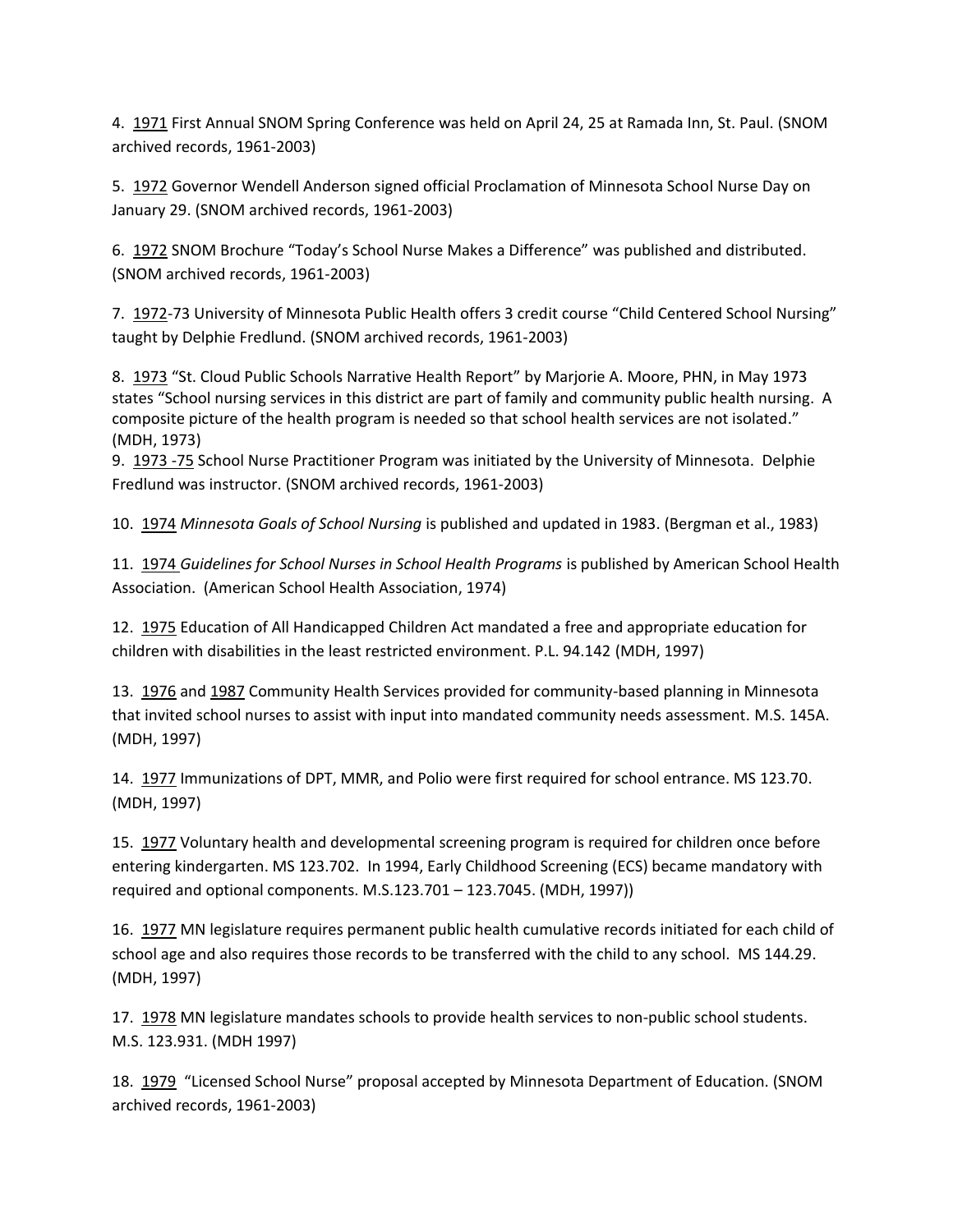4. <u>1971</u> First Annual SNOM Spring Conference was held on April 24, 25 at Ramada Inn, St. Paul. (SNOM archived records, 1961-2003)

5. <u>1972</u> Governor Wendell Anderson signed official Proclamation of Minnesota School Nurse Day on January 29. (SNOM archived records, 1961-2003)

6. <u>1972</u> SNOM Brochure "Today's School Nurse Makes a Difference" was published and distributed. (SNOM archived records, 1961-2003)

7. <u>1972</u>-73 University of Minnesota Public Health offers 3 credit course "Child Centered School Nursing" taught by Delphie Fredlund. (SNOM archived records, 1961-2003)

8. <u>1973</u> "St. Cloud Public Schools Narrative Health Report" by Marjorie A. Moore, PHN, in May 1973 states "School nursing services in this district are part of family and community public health nursing. A composite picture of the health program is needed so that school health services are not isolated." (MDH, 1973)

9. <u>1973 -75</u> School Nurse Practitioner Program was initiated by the University of Minnesota. Delphie Fredlund was instructor. (SNOM archived records, 1961-2003)

10. <u>1974</u> *Minnesota Goals of School Nursing* is published and updated in 1983. (Bergman et al., 1983)

11. <u>1974</u> *Guidelines for School Nurses in School Health Programs* is published by American School Health Association. (American School Health Association, 1974)

12. <u>1975</u> Education of All Handicapped Children Act mandated a free and appropriate education for children with disabilities in the least restricted environment. P.L. 94.142 (MDH, 1997)

13. <u>1976</u> and <u>1987</u> Community Health Services provided for community-based planning in Minnesota that invited school nurses to assist with input into mandated community needs assessment. M.S. 145A. (MDH, 1997)

14. <u>1977</u> Immunizations of DPT, MMR, and Polio were first required for school entrance. MS 123.70. (MDH, 1997)

15. <u>1977</u> Voluntary health and developmental screening program is required for children once before entering kindergarten. MS 123.702. In 1994, Early Childhood Screening (ECS) became mandatory with required and optional components. M.S.123.701 – 123.7045. (MDH, 1997))

16. <u>1977</u> MN legislature requires permanent public health cumulative records initiated for each child of school age and also requires those records to be transferred with the child to any school. MS 144.29. (MDH, 1997)

17. <u>1978</u> MN legislature mandates schools to provide health services to non-public school students. M.S. 123.931. (MDH 1997)

18. <u>1979</u> "Licensed School Nurse" proposal accepted by Minnesota Department of Education. (SNOM archived records, 1961-2003)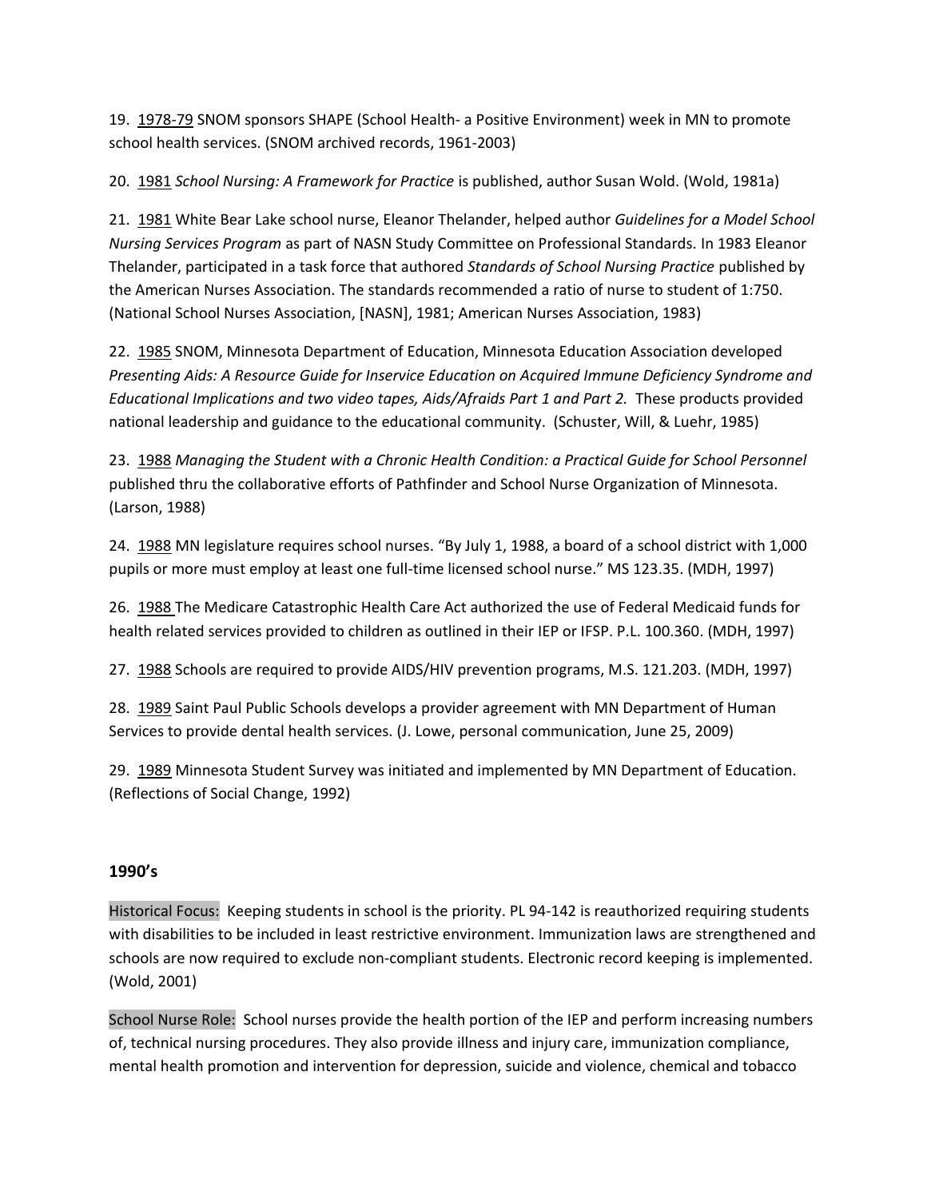19. <u>1978-79</u> SNOM sponsors SHAPE (School Health- a Positive Environment) week in MN to promote school health services. (SNOM archived records, 1961-2003)

20. <u>1981</u> *School Nursing: A Framework for Practice* is published, author Susan Wold. (Wold, 1981a)

21. <u>1981</u> White Bear Lake school nurse, Eleanor Thelander, helped author *Guidelines for a Model School Nursing Services Program* as part of NASN Study Committee on Professional Standards. In 1983 Eleanor Thelander, participated in a task force that authored *Standards of School Nursing Practice* published by the American Nurses Association. The standards recommended a ratio of nurse to student of 1:750. (National School Nurses Association, [NASN], 1981; American Nurses Association, 1983)

22. <u>1985</u> SNOM, Minnesota Department of Education, Minnesota Education Association developed *Presenting Aids: A Resource Guide for Inservice Education on Acquired Immune Deficiency Syndrome and Educational Implications and two video tapes, Aids/Afraids Part 1 and Part 2.* These products provided national leadership and guidance to the educational community. (Schuster, Will, & Luehr, 1985)

23. <u>1988</u> *Managing the Student with a Chronic Health Condition: a Practical Guide for School Personnel* published thru the collaborative efforts of Pathfinder and School Nurse Organization of Minnesota. (Larson, 1988)

24. <u>1988</u> MN legislature requires school nurses. "By July 1, 1988, a board of a school district with 1,000 pupils or more must employ at least one full-time licensed school nurse." MS 123.35. (MDH, 1997)

26. <u>1988</u> The Medicare Catastrophic Health Care Act authorized the use of Federal Medicaid funds for health related services provided to children as outlined in their IEP or IFSP. P.L. 100.360. (MDH, 1997)

27. <u>1988</u> Schools are required to provide AIDS/HIV prevention programs, M.S. 121.203. (MDH, 1997)

28. <u>1989</u> Saint Paul Public Schools develops a provider agreement with MN Department of Human Services to provide dental health services. (J. Lowe, personal communication, June 25, 2009)

29. <u>1989</u> Minnesota Student Survey was initiated and implemented by MN Department of Education. (Reflections of Social Change, 1992)

## 1990's

Historical Focus: Keeping students in school is the priority. PL 94-142 is reauthorized requiring students with disabilities to be included in least restrictive environment. Immunization laws are strengthened and schools are now required to exclude non-compliant students. Electronic record keeping is implemented. (Wold, 2001)

School Nurse Role: School nurses provide the health portion of the IEP and perform increasing numbers of, technical nursing procedures. They also provide illness and injury care, immunization compliance, mental health promotion and intervention for depression, suicide and violence, chemical and tobacco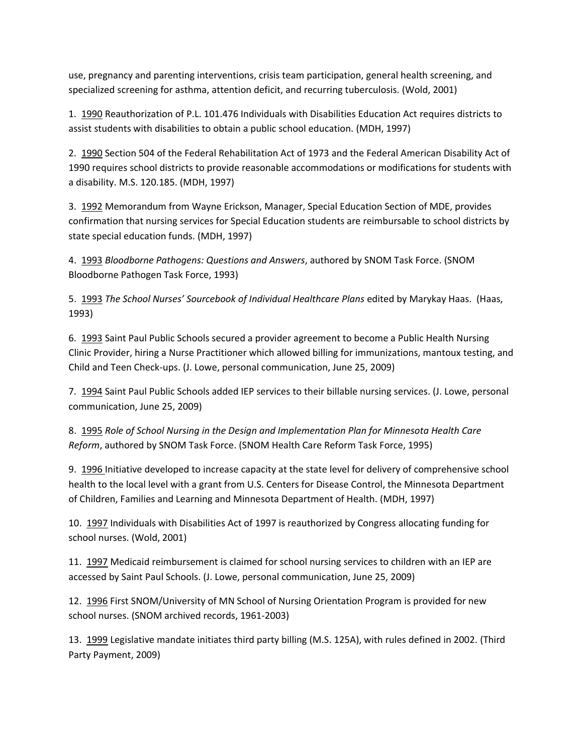use, pregnancy and parenting interventions, crisis team participation, general health screening, and specialized screening for asthma, attention deficit, and recurring tuberculosis. (Wold, 2001)

1. <u>1990</u> Reauthorization of P.L. 101.476 Individuals with Disabilities Education Act requires districts to assist students with disabilities to obtain a public school education. (MDH, 1997)

2. <u>1990</u> Section 504 of the Federal Rehabilitation Act of 1973 and the Federal American Disability Act of 1990 requires school districts to provide reasonable accommodations or modifications for students with a disability. M.S. 120.185. (MDH, 1997)

3. <u>1992</u> Memorandum from Wayne Erickson, Manager, Special Education Section of MDE, provides confirmation that nursing services for Special Education students are reimbursable to school districts by state special education funds. (MDH, 1997)

4. <u>1993</u> *Bloodborne Pathogens: Questions and Answers*, authored by SNOM Task Force. (SNOM Bloodborne Pathogen Task Force, 1993)

5. <u>1993</u> *The School Nurses' Sourcebook of Individual Healthcare Plans* edited by Marykay Haas. (Haas, 1993)

6. <u>1993</u> Saint Paul Public Schools secured a provider agreement to become a Public Health Nursing Clinic Provider, hiring a Nurse Practitioner which allowed billing for immunizations, mantoux testing, and Child and Teen Check-ups. (J. Lowe, personal communication, June 25, 2009)

7. <u>1994</u> Saint Paul Public Schools added IEP services to their billable nursing services. (J. Lowe, personal communication, June 25, 2009)

8. <u>1995</u> *Role of School Nursing in the Design and Implementation Plan for Minnesota Health Care Reform*, authored by SNOM Task Force. (SNOM Health Care Reform Task Force, 1995)

9. <u>1996</u> Initiative developed to increase capacity at the state level for delivery of comprehensive school health to the local level with a grant from U.S. Centers for Disease Control, the Minnesota Department of Children, Families and Learning and Minnesota Department of Health. (MDH, 1997)

10. <u>1997</u> Individuals with Disabilities Act of 1997 is reauthorized by Congress allocating funding for school nurses. (Wold, 2001)

11. <u>1997</u> Medicaid reimbursement is claimed for school nursing services to children with an IEP are accessed by Saint Paul Schools. (J. Lowe, personal communication, June 25, 2009)

12. <u>1996</u> First SNOM/University of MN School of Nursing Orientation Program is provided for new school nurses. (SNOM archived records, 1961-2003)

13. <u>1999</u> Legislative mandate initiates third party billing (M.S. 125A), with rules defined in 2002. (Third Party Payment, 2009)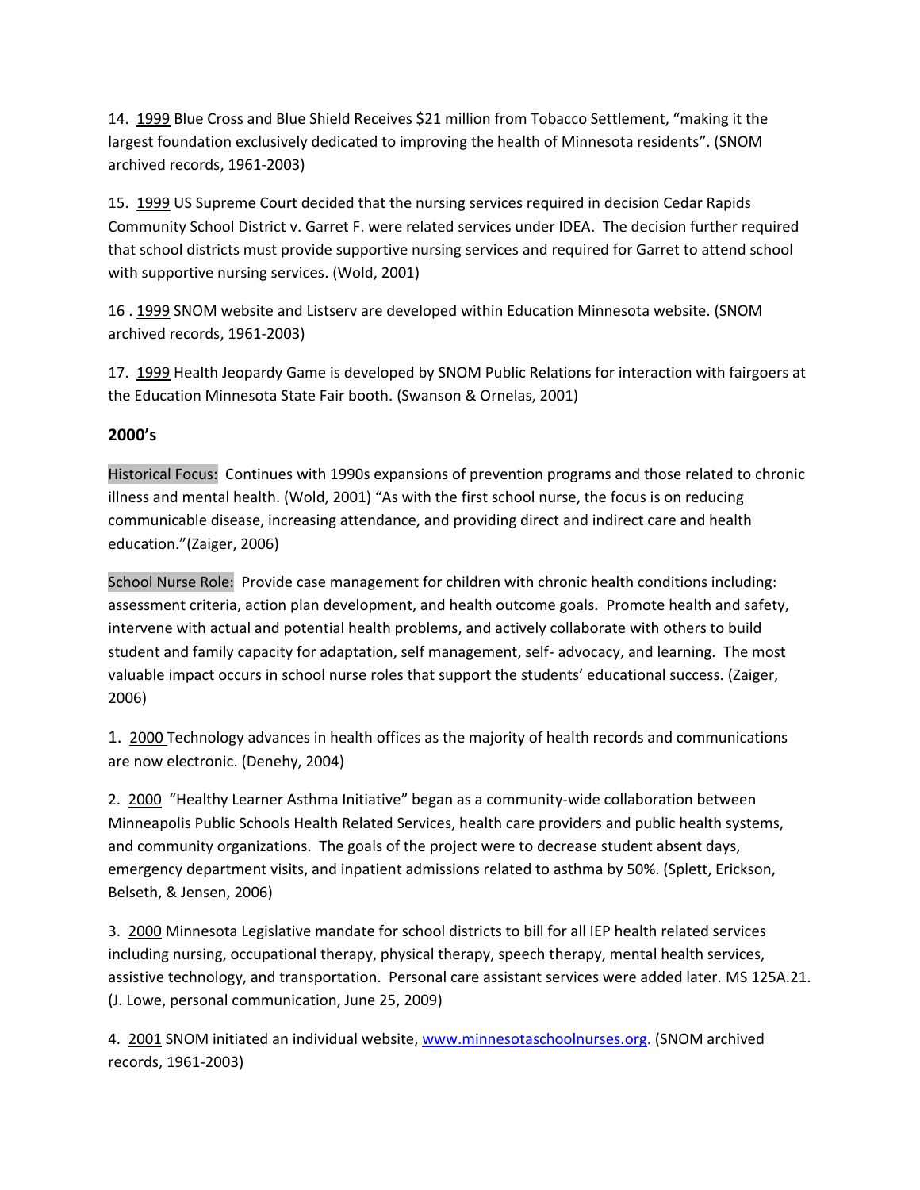14. 1999 Blue Cross and Blue Shield Receives $21 million from Tobacco Settlement, "making it the largest foundation exclusively dedicated to improving the health of Minnesota residents". (SNOM archived records, 1961-2003)

15. 1999 US Supreme Court decided that the nursing services required in decision Cedar Rapids Community School District v. Garret F. were related services under IDEA. The decision further required that school districts must provide supportive nursing services and required for Garret to attend school with supportive nursing services. (Wold, 2001)

16 . 1999 SNOM website and Listserv are developed within Education Minnesota website. (SNOM archived records, 1961-2003)

17. 1999 Health Jeopardy Game is developed by SNOM Public Relations for interaction with fairgoers at the Education Minnesota State Fair booth. (Swanson & Ornelas, 2001)

## 2000's

Historical Focus: Continues with 1990s expansions of prevention programs and those related to chronic illness and mental health. (Wold, 2001) "As with the first school nurse, the focus is on reducing communicable disease, increasing attendance, and providing direct and indirect care and health education."(Zaiger, 2006)

School Nurse Role: Provide case management for children with chronic health conditions including: assessment criteria, action plan development, and health outcome goals. Promote health and safety, intervene with actual and potential health problems, and actively collaborate with others to build student and family capacity for adaptation, self management, self- advocacy, and learning. The most valuable impact occurs in school nurse roles that support the students' educational success. (Zaiger, 2006)

1. 2000 Technology advances in health offices as the majority of health records and communications are now electronic. (Denehy, 2004)

2. 2000 "Healthy Learner Asthma Initiative" began as a community-wide collaboration between Minneapolis Public Schools Health Related Services, health care providers and public health systems, and community organizations. The goals of the project were to decrease student absent days, emergency department visits, and inpatient admissions related to asthma by 50%. (Splett, Erickson, Belseth, & Jensen, 2006)

3. 2000 Minnesota Legislative mandate for school districts to bill for all IEP health related services including nursing, occupational therapy, physical therapy, speech therapy, mental health services, assistive technology, and transportation. Personal care assistant services were added later. MS 125A.21. (J. Lowe, personal communication, June 25, 2009)

4. 2001 SNOM initiated an individual website, www.minnesotaschoolnurses.org. (SNOM archived records, 1961-2003)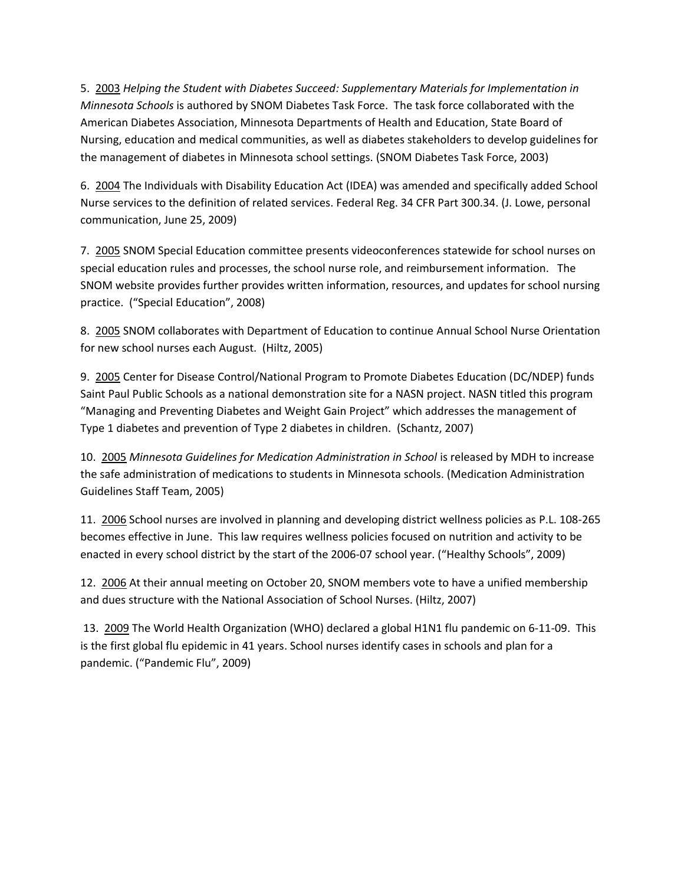5. <u>2003</u> *Helping the Student with Diabetes Succeed: Supplementary Materials for Implementation in Minnesota Schools* is authored by SNOM Diabetes Task Force. The task force collaborated with the American Diabetes Association, Minnesota Departments of Health and Education, State Board of Nursing, education and medical communities, as well as diabetes stakeholders to develop guidelines for the management of diabetes in Minnesota school settings. (SNOM Diabetes Task Force, 2003)

6. <u>2004</u> The Individuals with Disability Education Act (IDEA) was amended and specifically added School Nurse services to the definition of related services. Federal Reg. 34 CFR Part 300.34. (J. Lowe, personal communication, June 25, 2009)

7. <u>2005</u> SNOM Special Education committee presents videoconferences statewide for school nurses on special education rules and processes, the school nurse role, and reimbursement information. The SNOM website provides further provides written information, resources, and updates for school nursing practice. ("Special Education", 2008)

8. <u>2005</u> SNOM collaborates with Department of Education to continue Annual School Nurse Orientation for new school nurses each August. (Hiltz, 2005)

9. <u>2005</u> Center for Disease Control/National Program to Promote Diabetes Education (DC/NDEP) funds Saint Paul Public Schools as a national demonstration site for a NASN project. NASN titled this program "Managing and Preventing Diabetes and Weight Gain Project" which addresses the management of Type 1 diabetes and prevention of Type 2 diabetes in children. (Schantz, 2007)

10. <u>2005</u> *Minnesota Guidelines for Medication Administration in School* is released by MDH to increase the safe administration of medications to students in Minnesota schools. (Medication Administration Guidelines Staff Team, 2005)

11. <u>2006</u> School nurses are involved in planning and developing district wellness policies as P.L. 108-265 becomes effective in June. This law requires wellness policies focused on nutrition and activity to be enacted in every school district by the start of the 2006-07 school year. ("Healthy Schools", 2009)

12. <u>2006</u> At their annual meeting on October 20, SNOM members vote to have a unified membership and dues structure with the National Association of School Nurses. (Hiltz, 2007)

13. <u>2009</u> The World Health Organization (WHO) declared a global H1N1 flu pandemic on 6-11-09. This is the first global flu epidemic in 41 years. School nurses identify cases in schools and plan for a pandemic. ("Pandemic Flu", 2009)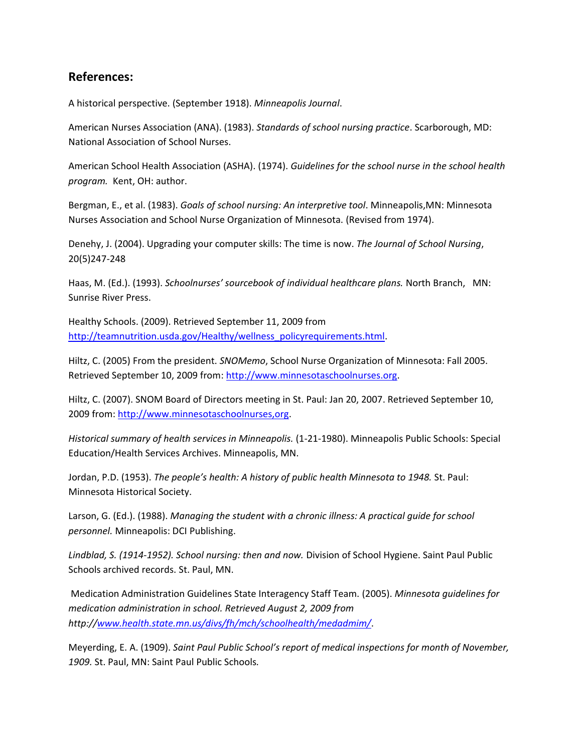## References:

A historical perspective. (September 1918). *Minneapolis Journal*.

American Nurses Association (ANA). (1983). *Standards of school nursing practice*. Scarborough, MD: National Association of School Nurses.

American School Health Association (ASHA). (1974). *Guidelines for the school nurse in the school health program.* Kent, OH: author.

Bergman, E., et al. (1983). *Goals of school nursing: An interpretive tool*. Minneapolis,MN: Minnesota Nurses Association and School Nurse Organization of Minnesota. (Revised from 1974).

Denehy, J. (2004). Upgrading your computer skills: The time is now. *The Journal of School Nursing*, 20(5)247-248

Haas, M. (Ed.). (1993). *Schoolnurses' sourcebook of individual healthcare plans.* North Branch, MN: Sunrise River Press.

Healthy Schools. (2009). Retrieved September 11, 2009 from http://teamnutrition.usda.gov/Healthy/wellness_policyrequirements.html.

Hiltz, C. (2005) From the president. *SNOMemo*, School Nurse Organization of Minnesota: Fall 2005. Retrieved September 10, 2009 from: http://www.minnesotaschoolnurses.org.

Hiltz, C. (2007). SNOM Board of Directors meeting in St. Paul: Jan 20, 2007. Retrieved September 10, 2009 from: http://www.minnesotaschoolnurses,org.

*Historical summary of health services in Minneapolis.* (1-21-1980). Minneapolis Public Schools: Special Education/Health Services Archives. Minneapolis, MN.

Jordan, P.D. (1953). *The people's health: A history of public health Minnesota to 1948.* St. Paul: Minnesota Historical Society.

Larson, G. (Ed.). (1988). *Managing the student with a chronic illness: A practical guide for school personnel.* Minneapolis: DCI Publishing.

*Lindblad, S. (1914-1952). School nursing: then and now.* Division of School Hygiene. Saint Paul Public Schools archived records. St. Paul, MN.

Medication Administration Guidelines State Interagency Staff Team. (2005). *Minnesota guidelines for medication administration in school. Retrieved August 2, 2009 from http://www.health.state.mn.us/divs/fh/mch/schoolhealth/medadmim/*.

Meyerding, E. A. (1909). *Saint Paul Public School's report of medical inspections for month of November, 1909.* St. Paul, MN: Saint Paul Public Schools.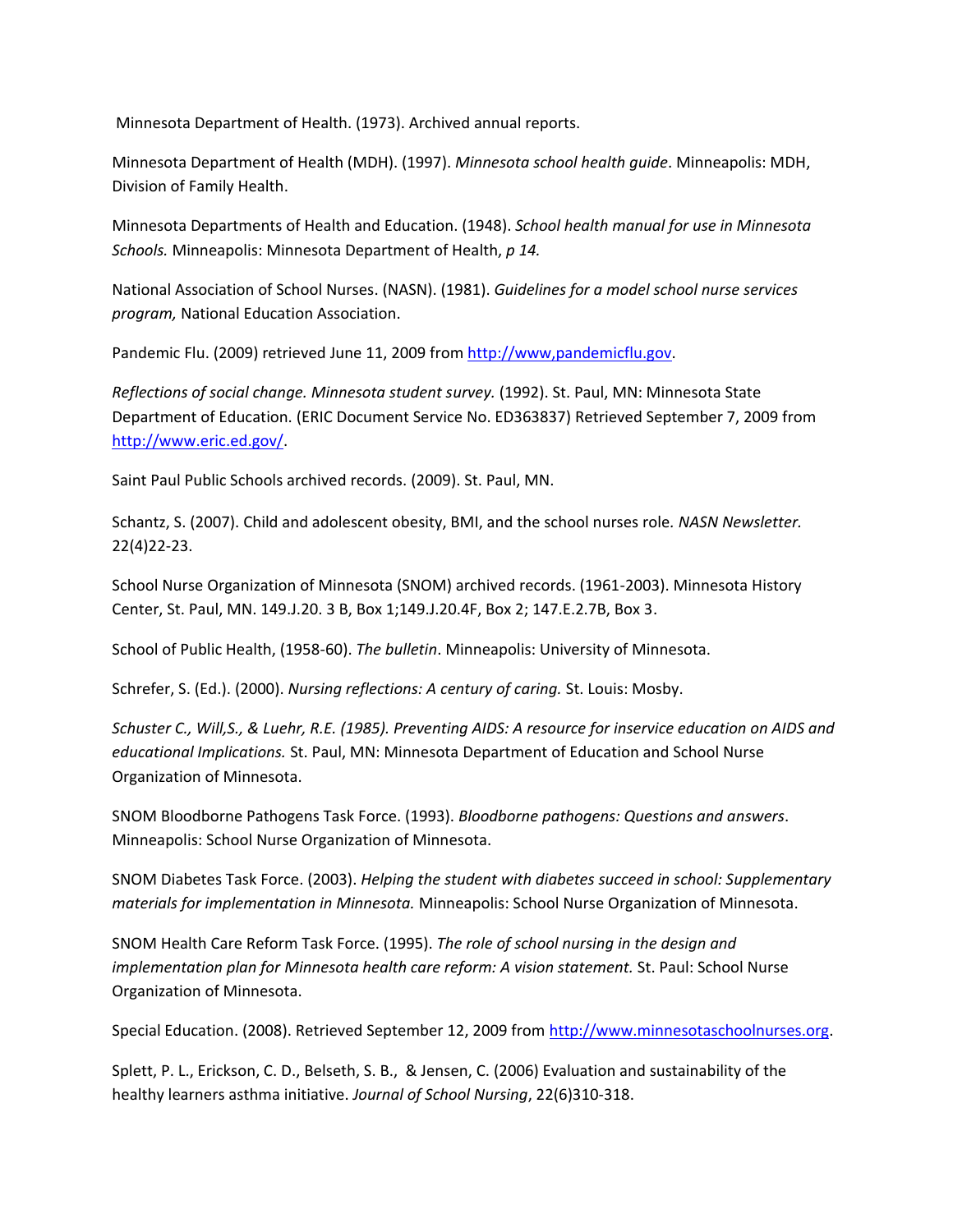Minnesota Department of Health. (1973). Archived annual reports.

Minnesota Department of Health (MDH). (1997). *Minnesota school health guide*. Minneapolis: MDH, Division of Family Health.

Minnesota Departments of Health and Education. (1948). *School health manual for use in Minnesota Schools.* Minneapolis: Minnesota Department of Health, *p 14.*

National Association of School Nurses. (NASN). (1981). *Guidelines for a model school nurse services program,* National Education Association.

Pandemic Flu. (2009) retrieved June 11, 2009 from [http://www,pandemicflu.gov](http://www,pandemicflu.gov).

*Reflections of social change. Minnesota student survey.* (1992). St. Paul, MN: Minnesota State Department of Education. (ERIC Document Service No. ED363837) Retrieved September 7, 2009 from [http://www.eric.ed.gov/](http://www.eric.ed.gov/).

Saint Paul Public Schools archived records. (2009). St. Paul, MN.

Schantz, S. (2007). Child and adolescent obesity, BMI, and the school nurses role*. NASN Newsletter.* 22(4)22-23.

School Nurse Organization of Minnesota (SNOM) archived records. (1961-2003). Minnesota History Center, St. Paul, MN. 149.J.20. 3 B, Box 1;149.J.20.4F, Box 2; 147.E.2.7B, Box 3.

School of Public Health, (1958-60). *The bulletin*. Minneapolis: University of Minnesota.

Schrefer, S. (Ed.). (2000). *Nursing reflections: A century of caring.* St. Louis: Mosby.

*Schuster C., Will,S., & Luehr, R.E. (1985). Preventing AIDS: A resource for inservice education on AIDS and educational Implications.* St. Paul, MN: Minnesota Department of Education and School Nurse Organization of Minnesota.

SNOM Bloodborne Pathogens Task Force. (1993). *Bloodborne pathogens: Questions and answers*. Minneapolis: School Nurse Organization of Minnesota.

SNOM Diabetes Task Force. (2003). *Helping the student with diabetes succeed in school: Supplementary materials for implementation in Minnesota.* Minneapolis: School Nurse Organization of Minnesota.

SNOM Health Care Reform Task Force. (1995). *The role of school nursing in the design and implementation plan for Minnesota health care reform: A vision statement.* St. Paul: School Nurse Organization of Minnesota.

Special Education. (2008). Retrieved September 12, 2009 from [http://www.minnesotaschoolnurses.org](http://www.minnesotaschoolnurses.org).

Splett, P. L., Erickson, C. D., Belseth, S. B., & Jensen, C. (2006) Evaluation and sustainability of the healthy learners asthma initiative. *Journal of School Nursing*, 22(6)310-318.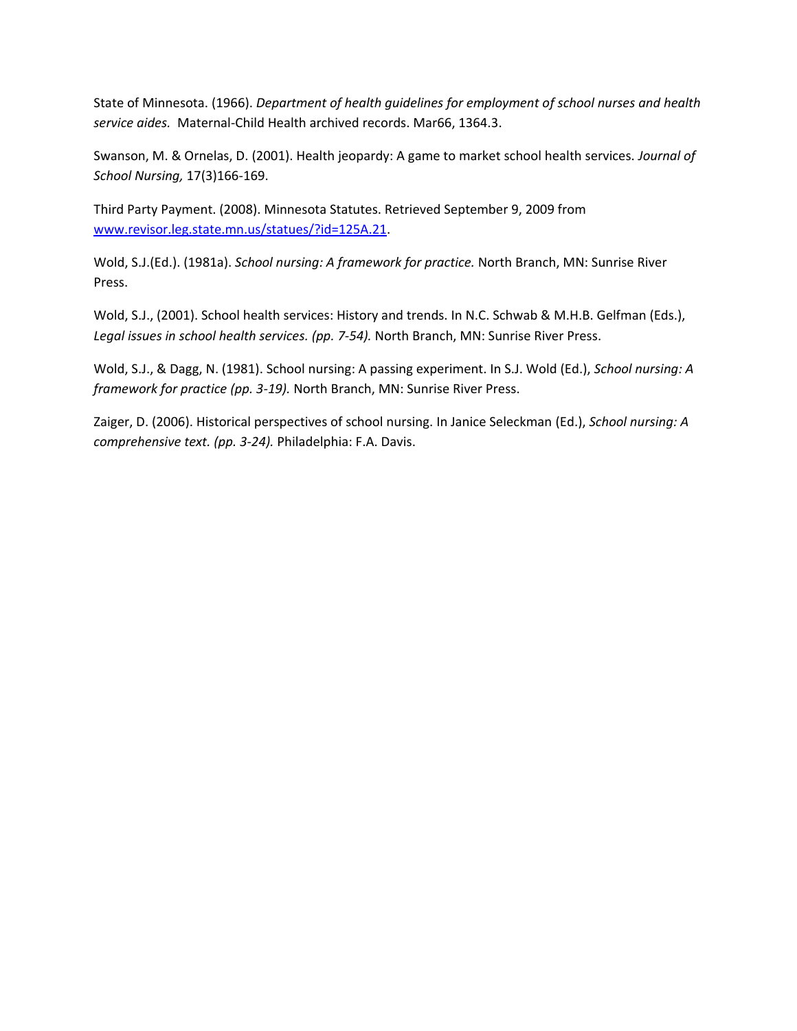State of Minnesota. (1966). *Department of health guidelines for employment of school nurses and health service aides.* Maternal-Child Health archived records. Mar66, 1364.3.

Swanson, M. & Ornelas, D. (2001). Health jeopardy: A game to market school health services. *Journal of School Nursing,* 17(3)166-169.

Third Party Payment. (2008). Minnesota Statutes. Retrieved September 9, 2009 from [www.revisor.leg.state.mn.us/statues/?id=125A.21](www.revisor.leg.state.mn.us/statues/?id=125A.21).

Wold, S.J.(Ed.). (1981a). *School nursing: A framework for practice.* North Branch, MN: Sunrise River Press.

Wold, S.J., (2001). School health services: History and trends. In N.C. Schwab & M.H.B. Gelfman (Eds.), *Legal issues in school health services. (pp. 7-54).* North Branch, MN: Sunrise River Press.

Wold, S.J., & Dagg, N. (1981). School nursing: A passing experiment. In S.J. Wold (Ed.), *School nursing: A framework for practice (pp. 3-19).* North Branch, MN: Sunrise River Press.

Zaiger, D. (2006). Historical perspectives of school nursing. In Janice Seleckman (Ed.), *School nursing: A comprehensive text. (pp. 3-24).* Philadelphia: F.A. Davis.